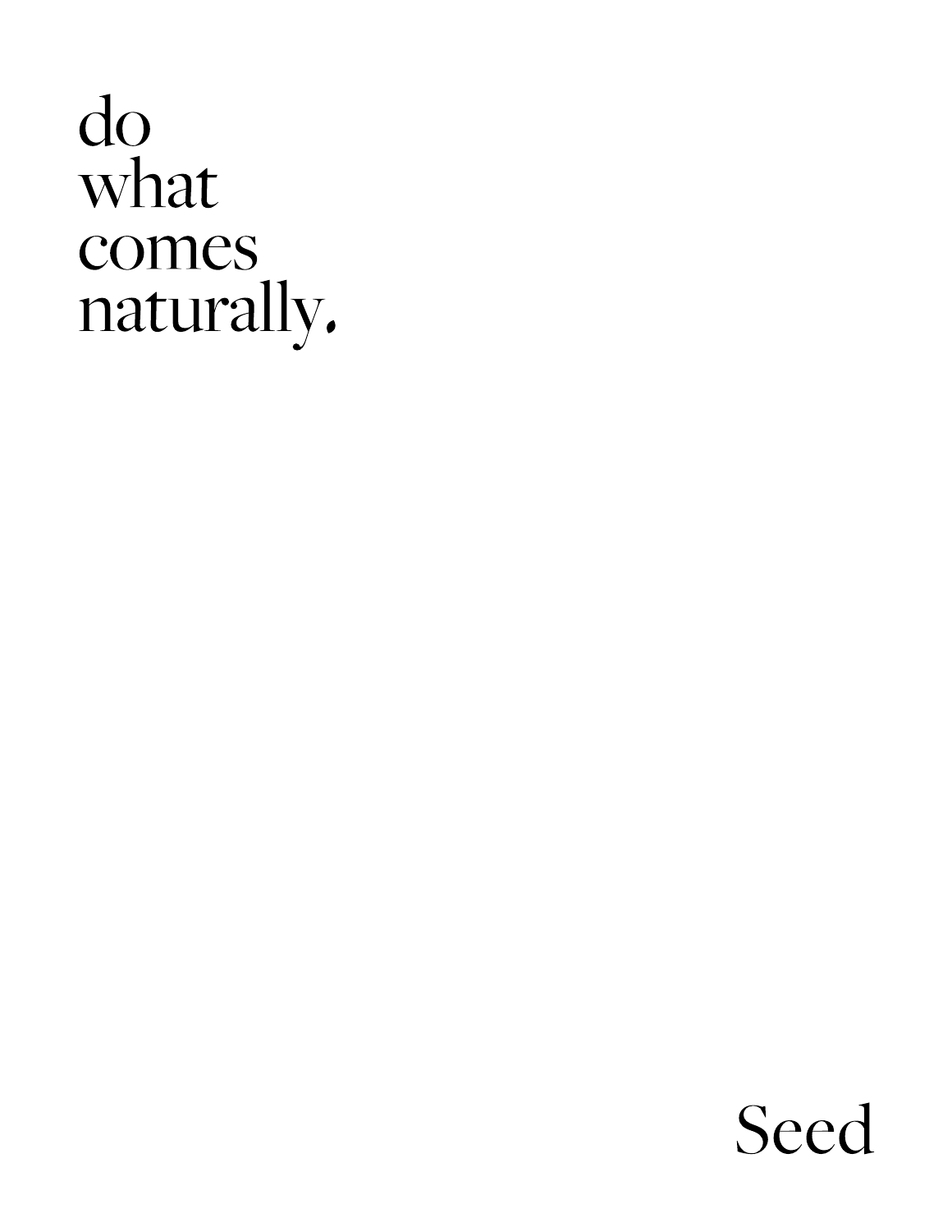# do
# what
# comes
# naturally.

Seed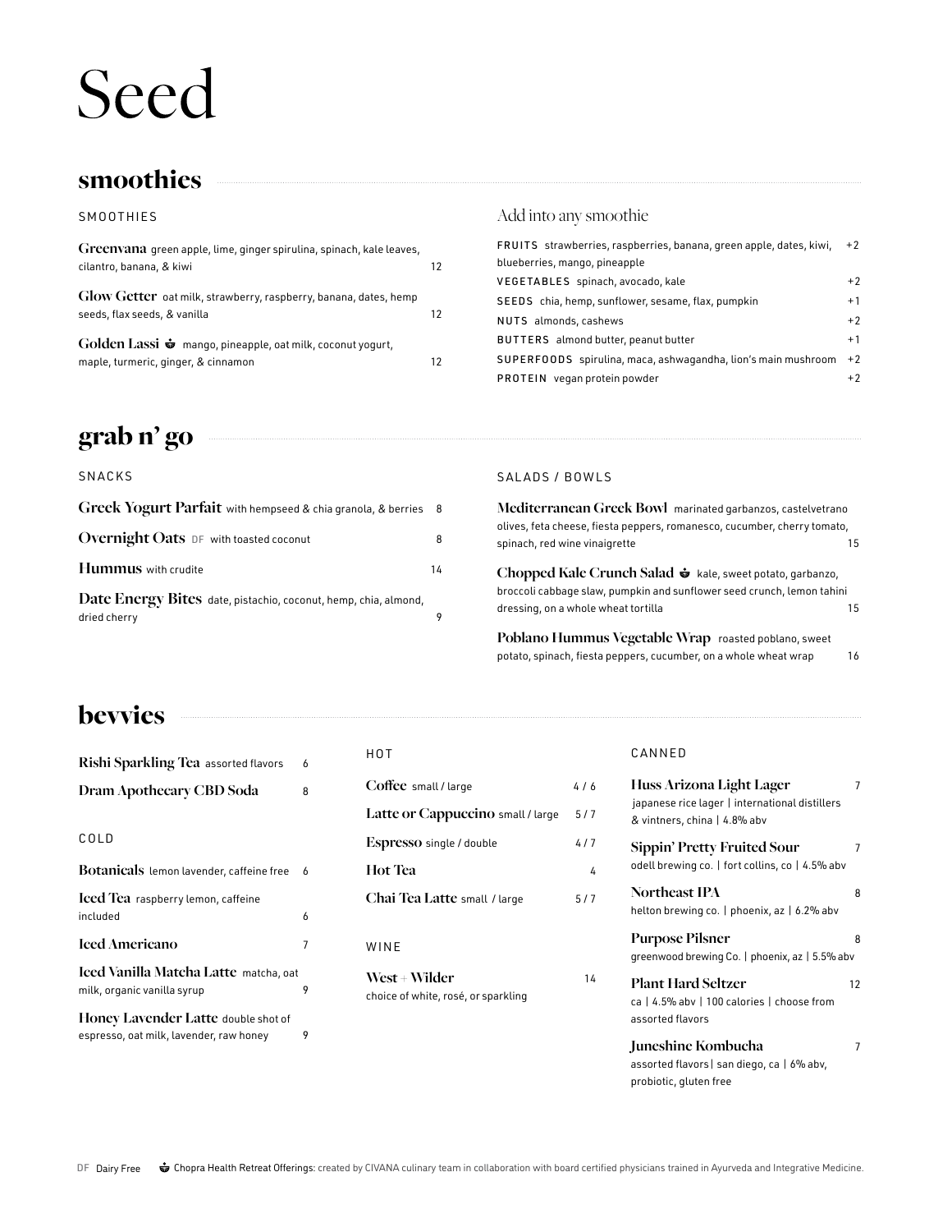# Seed

## smoothies

### SMOOTHIES

**Greenvana** green apple, lime, ginger spirulina, spinach, kale leaves, cilantro, banana, & kiwi 12

**Glow Getter** oat milk, strawberry, raspberry, banana, dates, hemp seeds, flax seeds, & vanilla 12

**Golden Lassi** 🜨 mango, pineapple, oat milk, coconut yogurt, maple, turmeric, ginger, & cinnamon 12

### Add into any smoothie

| | |
|---|---|
| FRUITS strawberries, raspberries, banana, green apple, dates, kiwi, blueberries, mango, pineapple | +2 |
| VEGETABLES spinach, avocado, kale | +2 |
| SEEDS chia, hemp, sunflower, sesame, flax, pumpkin | +1 |
| NUTS almonds, cashews | +2 |
| BUTTERS almond butter, peanut butter | +1 |
| SUPERFOODS spirulina, maca, ashwagandha, lion's main mushroom | +2 |
| PROTEIN vegan protein powder | +2 |

## grab n' go

### SNACKS

**Greek Yogurt Parfait** with hempseed & chia granola, & berries 8

**Overnight Oats** DF with toasted coconut 8

**Hummus** with crudite 14

**Date Energy Bites** date, pistachio, coconut, hemp, chia, almond, dried cherry 9

### SALADS / BOWLS

**Mediterranean Greek Bowl** marinated garbanzos, castelvetrano olives, feta cheese, fiesta peppers, romanesco, cucumber, cherry tomato, spinach, red wine vinaigrette 15

**Chopped Kale Crunch Salad** 🜨 kale, sweet potato, garbanzo, broccoli cabbage slaw, pumpkin and sunflower seed crunch, lemon tahini dressing, on a whole wheat tortilla 15

**Poblano Hummus Vegetable Wrap** roasted poblano, sweet potato, spinach, fiesta peppers, cucumber, on a whole wheat wrap 16

## bevvies

**Rishi Sparkling Tea** assorted flavors 6

**Dram Apothecary CBD Soda** 8

### COLD

**Botanicals** lemon lavender, caffeine free 6

**Iced Tea** raspberry lemon, caffeine included 6

**Iced Americano** 7

**Iced Vanilla Matcha Latte** matcha, oat milk, organic vanilla syrup 9

**Honey Lavender Latte** double shot of espresso, oat milk, lavender, raw honey 9

### HOT

**Coffee** small / large 4 / 6

**Latte or Cappuccino** small / large 5 / 7

**Espresso** single / double 4 / 7

**Hot Tea** 4

**Chai Tea Latte** small / large 5 / 7

### WINE

**West + Wilder** choice of white, rosé, or sparkling 14

### CANNED

**Huss Arizona Light Lager** 7
japanese rice lager | international distillers & vintners, china | 4.8% abv

**Sippin' Pretty Fruited Sour** 7
odell brewing co. | fort collins, co | 4.5% abv

**Northeast IPA** 8
helton brewing co. | phoenix, az | 6.2% abv

**Purpose Pilsner** 8
greenwood brewing Co. | phoenix, az | 5.5% abv

**Plant Hard Seltzer** 12
ca | 4.5% abv | 100 calories | choose from assorted flavors

**Juneshine Kombucha** 7
assorted flavors | san diego, ca | 6% abv, probiotic, gluten free

DF Dairy Free 🜨 Chopra Health Retreat Offerings: created by CIVANA culinary team in collaboration with board certified physicians trained in Ayurveda and Integrative Medicine.